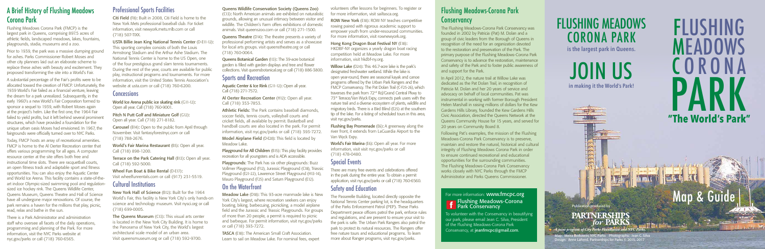## A Brief History of Flushing Meadows Corona Park

Flushing Meadows Corona Park (FMCP) is the largest park in Queens, comprising 897.5 acres of athletic fields, landscaped meadows, lakes, fountains, playgrounds, stadia, museums and a zoo.

Prior to 1939, the park was a massive dumping ground for ashes. Parks Commissioner Robert Moses and other city planners laid out an elaborate scheme to replace these ashes with beauty and excitement. They proposed transforming the site into a World's Fair.

A substantial percentage of the Fair's profits were to be allocated toward the creation of FMCP. Unfortunately, the 1939 World's Fair failed as a financial venture, leaving the dream for a park unrealized. Subsequently, in the early 1960's a new World's Fair Corporation formed to sponsor a sequel to 1939, with Robert Moses again at the project's helm. Like the first one, the 1964 Fair failed to yield profits, but it left behind several prominent structures, which have provided a foundation for the unique urban oasis Moses had envisioned. In 1967, the fairgrounds were officially turned over to NYC Parks.

Today, FMCP hosts an array of recreational amenities. FMCP is home to the Al Oerter Recreation center that offers various programming for all ages. A computer resource center at the site offers both free and instructional time slots. There are racquetball courts, an open fitness track and adaptable sport and fitness opportunities. You can also enjoy the Aquatic Center and World Ice Arena. This facility contains a state-of-the-art indoor Olympic-sized swimming pool and regulation-sized ice hockey rink. The Queens Wildlife Center, Queens Museum, Queens Theatre and Hall of Science have all undergone major renovations. Of course, the park remains a haven for the millions that play, picnic, read, relax and bathe in the sun.

There is a Park Administrator and administration staff who oversee all facets of the daily operations, programming and planning of the Park. For more information, visit the NYC Parks website at nyc.gov/parks or call (718) 760-6565.

## Professional Sports Facilities

**Citi Field** (F8): Built in 2008, Citi Field is home to the New York Mets professional baseball club. For ticket information, visit newyork.mets.mlb.com or call (718) 507-TIXX.

**USTA Billie Jean King National Tennis Center** (D-E11-12): This sporting complex consists of both the Louis Armstrong Stadium and the Arthur Ashe Stadium. The National Tennis Center is home to the US Open, one of the four prestigious grand slam tennis tournaments. During the rest of the year, courts are available for public play, instructional programs and tournaments. For more information, visit the United States Tennis Association's website at usta.com or call (718) 760-6200.

## Concessions

**World Ice Arena public ice skating rink** (G11-12): Open all year. Call (718) 760-9001.

**Pitch N Putt Golf and Miniature Golf** (G12): Open all year. Call (718) 271-8182.

**Carousel** (B14): Open to the public from April through November. Visit fantasyforestnyc.com or call (718) 788-2676.

**World's Fair Marina Restaurant** (B5): Open all year. Call (718) 898-1200.

**Terrace on the Park Catering Hall** (B13): Open all year. Call (718) 592-5000.

**Wheel Fun Boat & Bike Rental** (D-E17): Visit wheelfunrentals.com or call (917) 231-5519.

## Cultural Institutions

**New York Hall of Science** (B12): Built for the 1964 World's Fair, this facility is New York City's only hands-on science and technology museum. Visit nysci.org or call (718) 699-0005.

**The Queens Museum** (C13): This visual arts center is located in the New York City Building. It is home to the Panorama of New York City, the World's largest architectural scale model of an urban area. Visit queensmuseum.org or call (718) 592-9700.

**Queens Wildlife Conservation Society (Queens Zoo)** (C13): North American animals are exhibited on naturalistic grounds, allowing an unusual intimacy between visitor and wildlife. The Children's Farm offers exhibitions of domestic animals. Visit queenszoo.com or call (718) 271-1500.

**Queens Theatre** (D14): The theatre presents a variety of professional performing artists and serves as a showcase for local arts groups. visit queenstheatre.org or call (718) 760-0064.

**Queens Botanical Garden** (I13): The 39-acre botanical garden is filled with garden displays and tree and flower collections. Visit queensbotanical.org or call (718) 886-3800.

## Sports and Recreation

**Aquatic Center & Ice Rink** (G11-12): Open all year. Call (718) 271-7572.

**Al Oerter Recreation Center** (H12): Open all year. Call (718) 353-7853.

**Athletic Fields:** The Park contains baseball diamonds, soccer fields, tennis courts, volleyball courts and cricket fields, all available by permit. Basketball and handball courts are also located in the park. For permit information, visit nyc.gov/parks or call (718) 393-7272.

**Model Airplane Field** (D-E20): This field is located by Meadow Lake.

**Playground for All Children** (B15): This play facility provides recreation for all youngsters and is ADA accessible.

**Playgrounds:** The Park has six other playgrounds: Buzz Vollmer Playground (F12), Jurassic Playground (C18), Triassic Playground (E21-22), Lawrence Street Playground (H13-14), Mauro Playground (F25) and Saturn Playground (E12).

## On the Waterfront

**Meadow Lake** (D18): This 93-acre manmade lake is New York City's largest, where recreation seekers can enjoy boating, biking, barbecuing, picnicking, a model airplane field and the Jurassic and Triassic Playgrounds. For groups of more than 20 people, a permit is required to picnic and barbecue. For permit information, visit nyc.gov/parks or call (718) 393-7272.

**TASCA** (E18): The American Small Craft Association. Learn to sail on Meadow Lake. For nominal fees, expert volunteers offer lessons for beginners. To register or for more information, visit sailtasca.org.

**ROW New York** (E18): ROW NY teaches competitive rowing paired with rigorous academic support to empower youth from under-resourced communities. For more information, visit rownewyork.org.

**Hong Kong Dragon Boat Festival NY** (E18): HKDBF-NY organizes a yearly dragon boat racing competition held at Meadow Lake. For more information, visit hkdbf-ny.org.

**Willow Lake** (D24): This 46.7-acre lake is the park's designated freshwater wetland. While the lake is open year-round, there are seasonal kayak and canoe programs offered by the Urban Park Rangers and the FMCP Conservancy. The Pat Dolan Trail (C-F25-26), which traverses the park from 72nd Rd/Grand Central Pkwy to 73rd Terrace/Van Wyck Expy, connects park users with the nature trail and a diverse ecosystem of plants, wildlife and migratory birds. There is a Bird Blind (E25) at the southern tip of the lake. For a listing of scheduled tours in this area, visit nyc.gov/parks.

**Flushing Bay Promenade** (E6): A greenway along the river front, it extends from LaGuardia Airport to the Van Wyck Expy.

**World's Fair Marina** (E6): Open all year. For more information, visit visit nyc.gov/parks or call (718) 478-0480.

## Special Events

There are many free events and celebrations offered in the park during the entire year. To obtain a permit application, visit nyc.gov/parks or call (718) 760-6560.

## Safety and Education

The Passerelle Building, located directly opposite the National Tennis Center parking lot, is the headquarters of the Parks Enforcement Patrol (PEP). These Parks Department peace officers patrol the park, enforce rules and regulations, and are present to ensure your visit to the park is safe. The Urban Park Rangers also patrol the park to protect its natural resources. The Rangers offer free nature tours and educational programs. To learn more about Ranger programs, visit nyc.gov/parks.

## Flushing Meadows-Corona Park Conservancy

The Flushing Meadows-Corona Park Conservancy was founded in 2002 by Patricia (Pat) M. Dolan and a group of civic leaders from the Borough of Queens in recognition of the need for an organization devoted to the restoration and preservation of the Park. The primary purpose of the Flushing Meadows-Corona Park Conservancy is to advance the restoration, maintenance and safety of the Park and to foster public awareness of and support for the Park.

In April 2012, the nature trail at Willow Lake was dedicated as the Pat Dolan Trail, in recognition of Patricia M. Dolan and her 20 years of service and advocacy on behalf of local communities. Pat was instrumental in working with former Borough President Helen Marshall in raising millions of dollars for the Kew Gardens Hills Library, founded the Kew Gardens Hills Civic Association, directed the Queens Network at the Queens Community House for 15 years, and served for 20 years on Community Board 8.

Following Pat's examples, the mission of the Flushing Meadows-Corona Park Conservancy is to preserve, maintain and restore the natural, historical and cultural integrity of Flushing Meadows Corona Park in order to ensure continued recreational and educational opportunities for the surrounding communities. The Flushing Meadows-Corona Park Conservancy works closely with NYC Parks through the FMCP Administrator and Parks Queens Commissioner.

For more information: **www.fmcpc.org**

**Flushing Meadows-Corona Park Conservancy**

To volunteer with the Conservancy in beautifying our park, please email Jean C. Silva, President of the Flushing Meadows-Corona Park Conservancy, at **jeanfmcpc@gmail.com**.

# FLUSHING MEADOWS CORONA PARK

**is the largest park in Queens.**

# JOIN US

**in making it the World's Park!**

# FLUSHING MEADOWS CORONA PARK

**"The World's Park"**

## Map & Guide

Publication produced by

**PARTNERSHIPS for PARKS**

*A joint program of City Parks Foundation and NYC Parks.*

Map: Meira Berkowitz, NYC Parks Photographs: Jean C. Silva
Design: Anne Lafond, Partnerships for Parks © 2015, 2017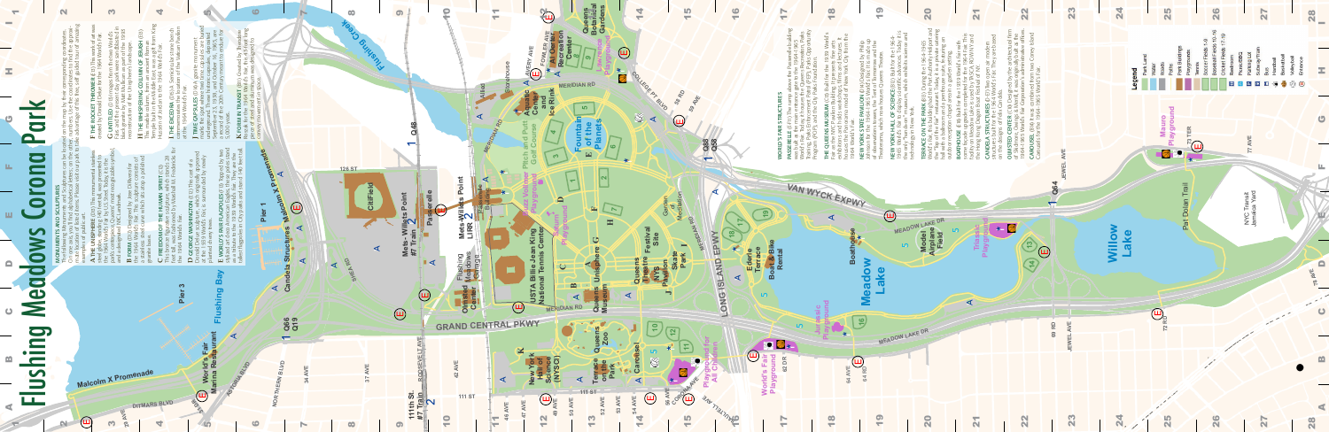# Flushing Meadows Corona Park

## MONUMENTS AND SCULPTURES

The following Monuments and Sculptures can be located on the map by their corresponding coordinates. Please visit our park to take advantage of the free, self-guided tour of amazing art and history.

**A THE UNISPHERE** (D13) The monumental stainless steel globe, standing 140 feet tall, was presented to the 1964 World's Fair by US Steel. Today it is the icon of Queens and was designated a NYC Landmark.

**B FORM** (D12) Designed by Jose De Rivera for the 1964 World's Fair. This sculpture consists of a stainless steel curve which sits atop a polished granite base.

**C FREEDOM OF THE HUMAN SPIRIT** (C12) This bronze figurative sculpture, which stands 28 feet tall, was created by Marshall M. Fredericks for the 1964 World's Fair.

**D GEORGE WASHINGTON** (E11) This cast of a Donald De Lue sculpture of George Washington was displayed at the 1939 World's Fair.

**E WORLD'S FAIR FLAGPOLE**

**F THE ROCKET THROWER** (E12) The work of artist Donald De Lue was created for the 1964 World's Fair.

**G EXEDRAE** Designed for the two World's Fairs.

**H THE WHISPERING COLUMN OF JERASH** (E13) The column was a gift from King Hussein of Jordan for the 1964 World's Fair.

**I THE EXEDRA** (E16) This semicircular stone bench commemorates the location of the Vatican Pavilion at the 1964 World's Fair.

**J TIME CAPSULES** (D14) Two time capsules are buried at this site, from the 1939 and 1964 World's Fairs, to be opened in the year 6939.

**K FORM IN TRANSIT** Created by Theodore Roszak for the 1964 World's Fair.

## WORLD'S FAIR STRUCTURES

**PASSERELLE** (E11) The ramp above the Passerelle building was built at the main entrance gate to the 1939 and 1964 World's Fairs.

**THE QUEENS MUSEUM** (D13) Built for the 1939 World's Fair as the New York City Pavilion. It is home to the Panorama model of New York City.

**NEW YORK STATE PAVILION** (D14) Designed by Philip Johnson for the 1964-1965 World's Fair, it consists of observation towers, the Tent of Tomorrow and the Theaterama, which is now the Queens Theatre.

**NEW YORK HALL OF SCIENCE** (B13) Built for the 1964-1965 World's Fair to display scientific advances. Today it is the city's hands-on museum, which exhibits science and technology in New York.

**TERRACE ON THE PARK** (B13) During the 1964-1965 World's Fair, this building served as the Heliport and the "Top of the Fair" restaurant. Today it is a private catering hall.

**BOATHOUSE** (D18) Built for the 1939 World's Fair on Meadow Lake.

**CANDELA STRUCTURES** (C7) Two open air modern structures built for the 1964 World's Fair.

**OLMSTED CENTER** (C10) Designed by the architectural firm of Skidmore, Owings & Merrill for the 1964-1965 World's Fair. It now serves as the Parks Department's administrative offices.

**CAROUSEL** (B14) It was combined from two Coney Island carousels for the 1964-1965 World's Fair.

## Legend

- Park Land
- Water
- Roads
- Paths
- Park Buildings
- Playgrounds
- Tennis
- Soccer Fields 1-9
- Baseball Fields 10-16
- Cricket Fields 17-19
- Restrooms
- Parking Lot
- Bus
- Subway/Train
- Handball
- Basketball
- Volleyball
- Entrance

## Map Labels

Flushing Bay, World's Fair Marina Restaurant, Pier 3, Pier 1, Malcolm X Promenade, Candela Structures, Citi Field, Mets-Willets Point #7 Train, Mets-Willets Point LIRR, Passerelle, Olmsted Center, Flushing Meadows Corona Park Garage, USTA Billie Jean King National Tennis Center, Queens Museum, Unisphere, New York State Pavilion, Queens Theatre, Festival Site, Pavilion, Skate Park, New York Hall of Science (NYSCI), Terrace on the Park, Queens Zoo, Carousel, Playground for All Children, World's Fair Playground, Buzz Vollmer Playground, Pitch and Putt Golf Course, Fountain of the Planets, Aquatic Center, Ice Rink, All Center Recreation Center, Queens Botanical Gardens, Lawrence Playground, Garden of Meditation, Flushing Creek, Meadow Lake, Boathouse, Model Airplane Field, Boat & Bike Rental, Eddie Sherman Field, Jurassic Playground, Triassic Playground, Willow Lake, Pat Dolan Trail, Mauro Playground, NYC Transit Jamaica Yard, Grand Central Pkwy, Long Island Expwy, Van Wyck Expwy, Meridian Rd, Meadow Lake Dr, College Point Blvd, Roosevelt Ave, Northern Blvd, 111th St, Corona Ave, Jewel Ave, 111th St #7 Train, Q48, Q58, Q88, Q64, Q23, Q66, Q19, Q72